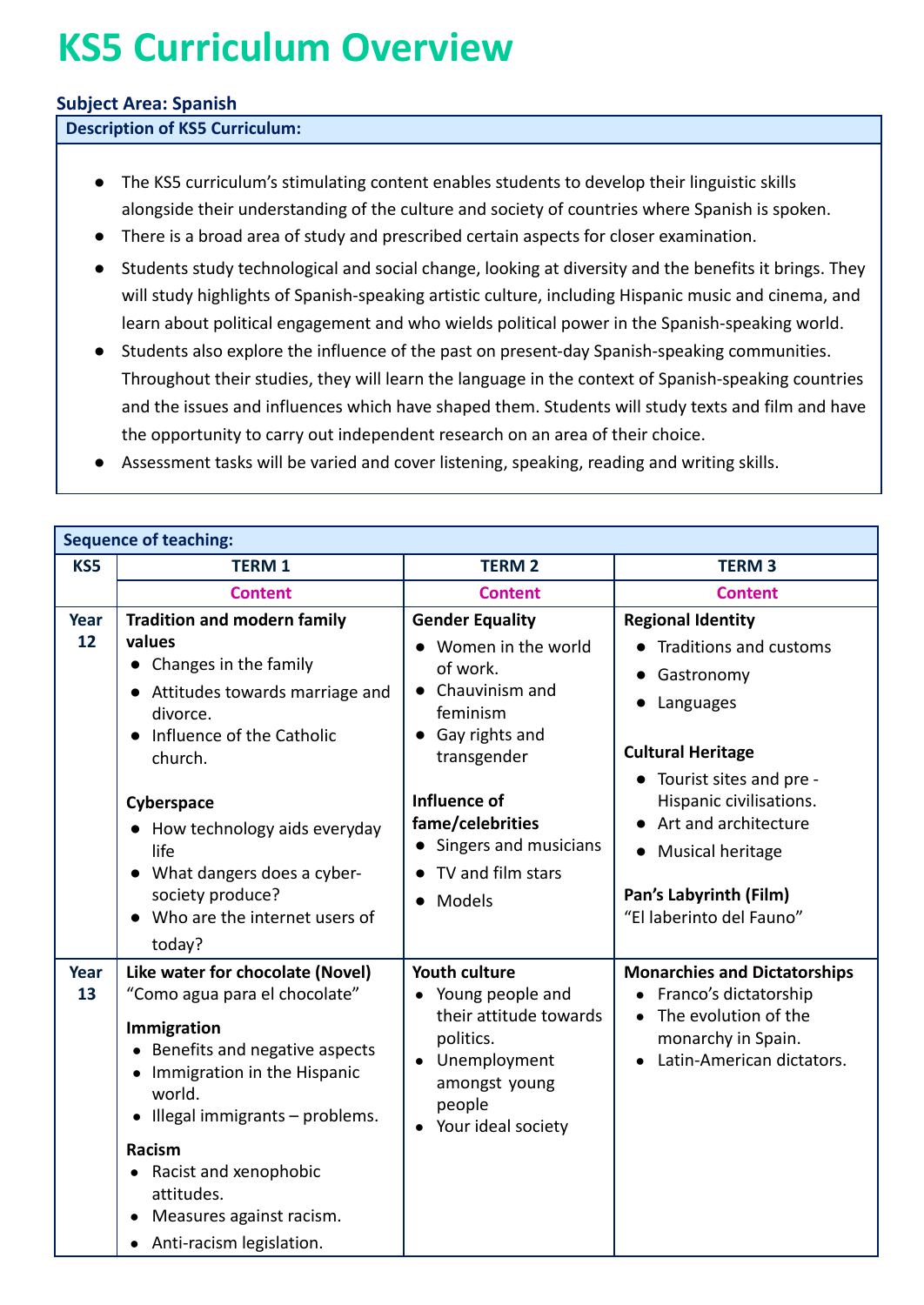# KS5 Curriculum Overview

**Subject Area: Spanish**

**Description of KS5 Curriculum:**

- The KS5 curriculum's stimulating content enables students to develop their linguistic skills alongside their understanding of the culture and society of countries where Spanish is spoken.
- There is a broad area of study and prescribed certain aspects for closer examination.
- Students study technological and social change, looking at diversity and the benefits it brings. They will study highlights of Spanish-speaking artistic culture, including Hispanic music and cinema, and learn about political engagement and who wields political power in the Spanish-speaking world.
- Students also explore the influence of the past on present-day Spanish-speaking communities. Throughout their studies, they will learn the language in the context of Spanish-speaking countries and the issues and influences which have shaped them. Students will study texts and film and have the opportunity to carry out independent research on an area of their choice.
- Assessment tasks will be varied and cover listening, speaking, reading and writing skills.

**Sequence of teaching:**

| KS5 | TERM 1 | TERM 2 | TERM 3 |
|---|---|---|---|
| | **Content** | **Content** | **Content** |
| **Year 12** | **Tradition and modern family values**<br>• Changes in the family<br>• Attitudes towards marriage and divorce.<br>• Influence of the Catholic church.<br><br>**Cyberspace**<br>• How technology aids everyday life<br>• What dangers does a cyber-society produce?<br>• Who are the internet users of today? | **Gender Equality**<br>• Women in the world of work.<br>• Chauvinism and feminism<br>• Gay rights and transgender<br><br>**Influence of fame/celebrities**<br>• Singers and musicians<br>• TV and film stars<br>• Models | **Regional Identity**<br>• Traditions and customs<br>• Gastronomy<br>• Languages<br><br>**Cultural Heritage**<br>• Tourist sites and pre - Hispanic civilisations.<br>• Art and architecture<br>• Musical heritage<br><br>**Pan's Labyrinth (Film)**<br>"El laberinto del Fauno" |
| **Year 13** | **Like water for chocolate (Novel)**<br>"Como agua para el chocolate"<br><br>**Immigration**<br>• Benefits and negative aspects<br>• Immigration in the Hispanic world.<br>• Illegal immigrants – problems.<br><br>**Racism**<br>• Racist and xenophobic attitudes.<br>• Measures against racism.<br>• Anti-racism legislation. | **Youth culture**<br>• Young people and their attitude towards politics.<br>• Unemployment amongst young people<br>• Your ideal society | **Monarchies and Dictatorships**<br>• Franco's dictatorship<br>• The evolution of the monarchy in Spain.<br>• Latin-American dictators. |